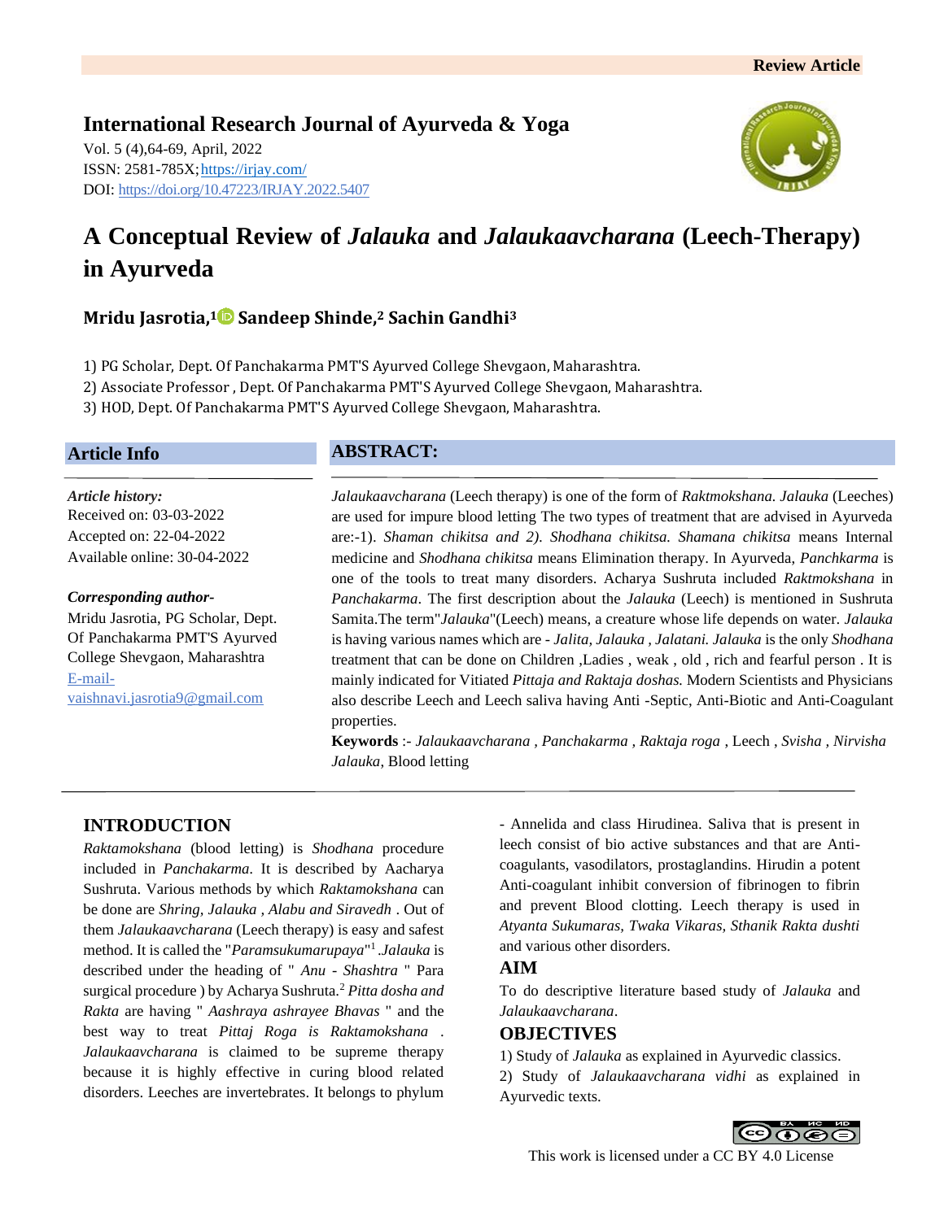Review Article

**International Research Journal of Ayurveda & Yoga**

Vol. 5 (4),64-69, April, 2022
ISSN: 2581-785X; https://irjay.com/
DOI: https://doi.org/10.47223/IRJAY.2022.5407

# A Conceptual Review of *Jalauka* and *Jalaukaavcharana* (Leech-Therapy) in Ayurveda

**Mridu Jasrotia,[1] Sandeep Shinde,[2] Sachin Gandhi[3]**

1) PG Scholar, Dept. Of Panchakarma PMT'S Ayurved College Shevgaon, Maharashtra.
2) Associate Professor , Dept. Of Panchakarma PMT'S Ayurved College Shevgaon, Maharashtra.
3) HOD, Dept. Of Panchakarma PMT'S Ayurved College Shevgaon, Maharashtra.

## Article Info

***Article history:***
Received on: 03-03-2022
Accepted on: 22-04-2022
Available online: 30-04-2022

***Corresponding author-***
Mridu Jasrotia, PG Scholar, Dept. Of Panchakarma PMT'S Ayurved College Shevgaon, Maharashtra
E-mail- vaishnavi.jasrotia9@gmail.com

## ABSTRACT:

*Jalaukaavcharana* (Leech therapy) is one of the form of *Raktmokshana. Jalauka* (Leeches) are used for impure blood letting The two types of treatment that are advised in Ayurveda are:-1). *Shaman chikitsa and 2). Shodhana chikitsa. Shamana chikitsa* means Internal medicine and *Shodhana chikitsa* means Elimination therapy. In Ayurveda, *Panchkarma* is one of the tools to treat many disorders. Acharya Sushruta included *Raktmokshana* in *Panchakarma*. The first description about the *Jalauka* (Leech) is mentioned in Sushruta Samita.The term"*Jalauka*"(Leech) means, a creature whose life depends on water. *Jalauka* is having various names which are - *Jalita, Jalauka , Jalatani. Jalauka* is the only *Shodhana* treatment that can be done on Children ,Ladies , weak , old , rich and fearful person . It is mainly indicated for Vitiated *Pittaja and Raktaja doshas.* Modern Scientists and Physicians also describe Leech and Leech saliva having Anti -Septic, Anti-Biotic and Anti-Coagulant properties.

**Keywords** :- *Jalaukaavcharana , Panchakarma , Raktaja roga* , Leech , *Svisha , Nirvisha Jalauka*, Blood letting

## INTRODUCTION

*Raktamokshana* (blood letting) is *Shodhana* procedure included in *Panchakarma*. It is described by Aacharya Sushruta. Various methods by which *Raktamokshana* can be done are *Shring, Jalauka , Alabu and Siravedh* . Out of them *Jalaukaavcharana* (Leech therapy) is easy and safest method. It is called the "*Paramsukumarupaya*"[1] .*Jalauka* is described under the heading of " *Anu - Shashtra* " Para surgical procedure ) by Acharya Sushruta.[2] *Pitta dosha and Rakta* are having " *Aashraya ashrayee Bhavas* " and the best way to treat *Pittaj Roga is Raktamokshana* . *Jalaukaavcharana* is claimed to be supreme therapy because it is highly effective in curing blood related disorders. Leeches are invertebrates. It belongs to phylum - Annelida and class Hirudinea. Saliva that is present in leech consist of bio active substances and that are Anti-coagulants, vasodilators, prostaglandins. Hirudin a potent Anti-coagulant inhibit conversion of fibrinogen to fibrin and prevent Blood clotting. Leech therapy is used in *Atyanta Sukumaras, Twaka Vikaras, Sthanik Rakta dushti* and various other disorders.

## AIM

To do descriptive literature based study of *Jalauka* and *Jalaukaavcharana*.

## OBJECTIVES

1) Study of *Jalauka* as explained in Ayurvedic classics.
2) Study of *Jalaukaavcharana vidhi* as explained in Ayurvedic texts.

This work is licensed under a CC BY 4.0 License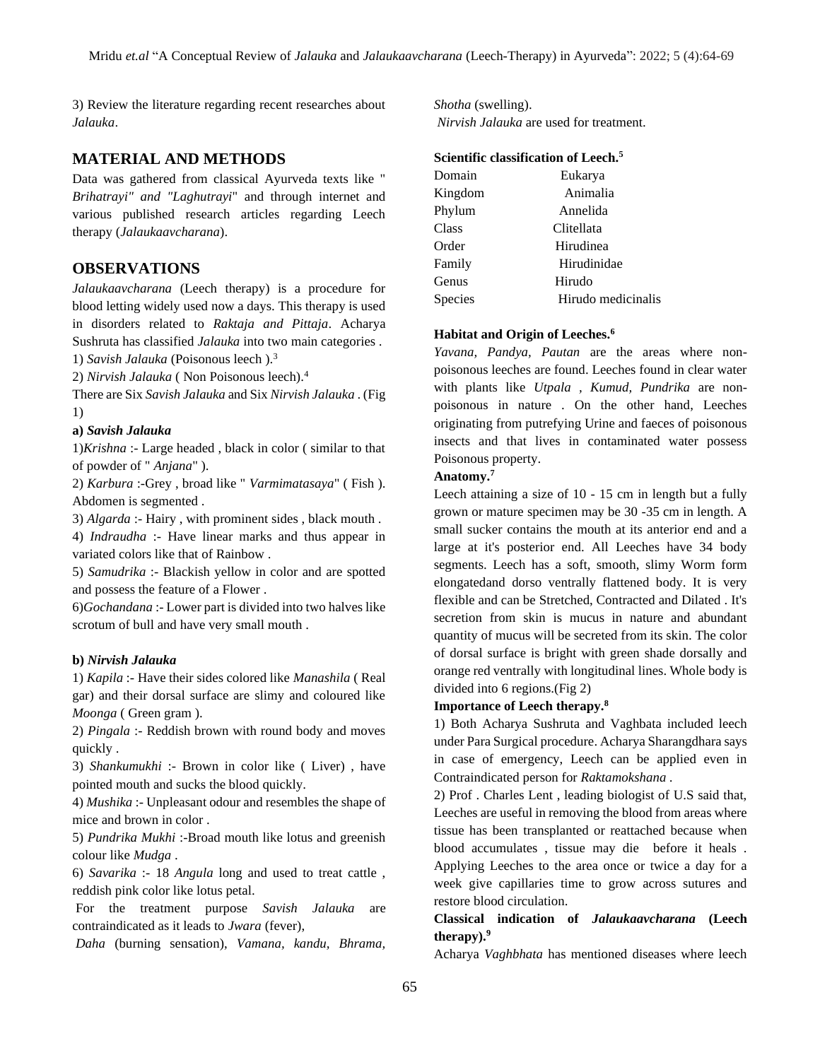3) Review the literature regarding recent researches about *Jalauka*.

## MATERIAL AND METHODS

Data was gathered from classical Ayurveda texts like " *Brihatrayi" and "Laghutrayi*" and through internet and various published research articles regarding Leech therapy (*Jalaukaavcharana*).

## OBSERVATIONS

*Jalaukaavcharana* (Leech therapy) is a procedure for blood letting widely used now a days. This therapy is used in disorders related to *Raktaja and Pittaja*. Acharya Sushruta has classified *Jalauka* into two main categories .

1) *Savish Jalauka* (Poisonous leech ).[3]

2) *Nirvish Jalauka* ( Non Poisonous leech).[4]

There are Six *Savish Jalauka* and Six *Nirvish Jalauka* . (Fig 1)

**a) *Savish Jalauka***

1)*Krishna* :- Large headed , black in color ( similar to that of powder of " *Anjana*" ).

2) *Karbura* :-Grey , broad like " *Varmimatasaya*" ( Fish ). Abdomen is segmented .

3) *Algarda* :- Hairy , with prominent sides , black mouth .

4) *Indraudha* :- Have linear marks and thus appear in variated colors like that of Rainbow .

5) *Samudrika* :- Blackish yellow in color and are spotted and possess the feature of a Flower .

6)*Gochandana* :- Lower part is divided into two halves like scrotum of bull and have very small mouth .

**b) *Nirvish Jalauka***

1) *Kapila* :- Have their sides colored like *Manashila* ( Real gar) and their dorsal surface are slimy and coloured like *Moonga* ( Green gram ).

2) *Pingala* :- Reddish brown with round body and moves quickly .

3) *Shankumukhi* :- Brown in color like ( Liver) , have pointed mouth and sucks the blood quickly.

4) *Mushika* :- Unpleasant odour and resembles the shape of mice and brown in color .

5) *Pundrika Mukhi* :-Broad mouth like lotus and greenish colour like *Mudga* .

6) *Savarika* :- 18 *Angula* long and used to treat cattle , reddish pink color like lotus petal.

For the treatment purpose *Savish Jalauka* are contraindicated as it leads to *Jwara* (fever), *Daha* (burning sensation), *Vamana, kandu, Bhrama, Shotha* (swelling).

*Nirvish Jalauka* are used for treatment.

**Scientific classification of Leech.[5]**

| | |
|---|---|
| Domain | Eukarya |
| Kingdom | Animalia |
| Phylum | Annelida |
| Class | Clitellata |
| Order | Hirudinea |
| Family | Hirudinidae |
| Genus | Hirudo |
| Species | Hirudo medicinalis |

**Habitat and Origin of Leeches.[6]**

*Yavana, Pandya, Pautan* are the areas where non-poisonous leeches are found. Leeches found in clear water with plants like *Utpala , Kumud, Pundrika* are non-poisonous in nature . On the other hand, Leeches originating from putrefying Urine and faeces of poisonous insects and that lives in contaminated water possess Poisonous property.

**Anatomy.[7]**

Leech attaining a size of 10 - 15 cm in length but a fully grown or mature specimen may be 30 -35 cm in length. A small sucker contains the mouth at its anterior end and a large at it's posterior end. All Leeches have 34 body segments. Leech has a soft, smooth, slimy Worm form elongatedand dorso ventrally flattened body. It is very flexible and can be Stretched, Contracted and Dilated . It's secretion from skin is mucus in nature and abundant quantity of mucus will be secreted from its skin. The color of dorsal surface is bright with green shade dorsally and orange red ventrally with longitudinal lines. Whole body is divided into 6 regions.(Fig 2)

**Importance of Leech therapy.[8]**

1) Both Acharya Sushruta and Vaghbata included leech under Para Surgical procedure. Acharya Sharangdhara says in case of emergency, Leech can be applied even in Contraindicated person for *Raktamokshana* .

2) Prof . Charles Lent , leading biologist of U.S said that, Leeches are useful in removing the blood from areas where tissue has been transplanted or reattached because when blood accumulates , tissue may die before it heals . Applying Leeches to the area once or twice a day for a week give capillaries time to grow across sutures and restore blood circulation.

**Classical indication of *Jalaukaavcharana* (Leech therapy).[9]**

Acharya *Vaghbhata* has mentioned diseases where leech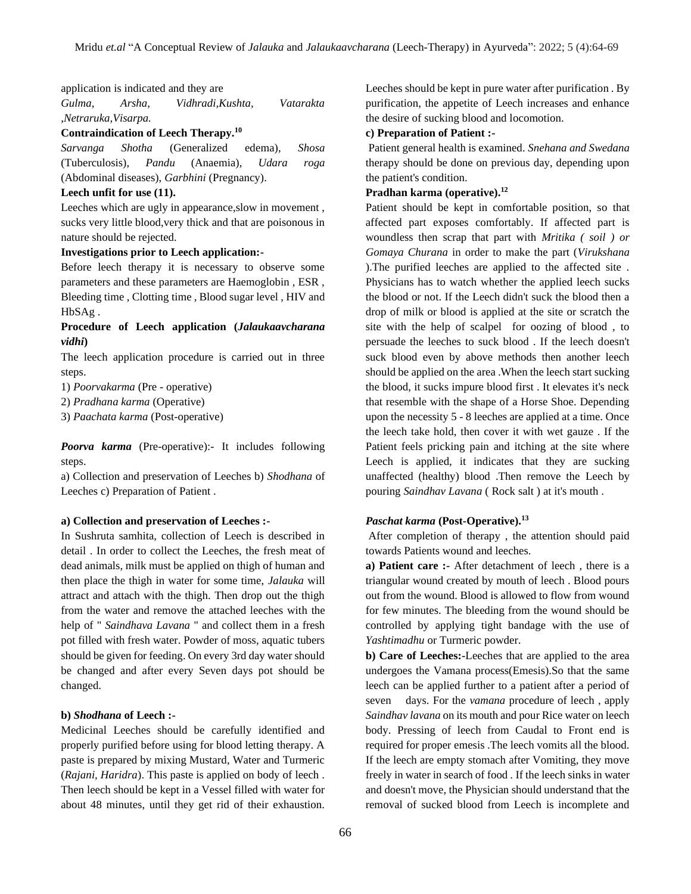application is indicated and they are

*Gulma, Arsha, Vidhradi,Kushta, Vatarakta ,Netraruka,Visarpa.*

**Contraindication of Leech Therapy.[10]**

*Sarvanga Shotha* (Generalized edema), *Shosa* (Tuberculosis), *Pandu* (Anaemia), *Udara roga* (Abdominal diseases), *Garbhini* (Pregnancy).

**Leech unfit for use (11).**

Leeches which are ugly in appearance,slow in movement , sucks very little blood,very thick and that are poisonous in nature should be rejected.

**Investigations prior to Leech application:-**

Before leech therapy it is necessary to observe some parameters and these parameters are Haemoglobin , ESR , Bleeding time , Clotting time , Blood sugar level , HIV and HbSAg .

**Procedure of Leech application (*Jalaukaavcharana vidhi*)**

The leech application procedure is carried out in three steps.

1) *Poorvakarma* (Pre - operative)
2) *Pradhana karma* (Operative)
3) *Paachata karma* (Post-operative)

***Poorva karma*** (Pre-operative):- It includes following steps.

a) Collection and preservation of Leeches b) *Shodhana* of Leeches c) Preparation of Patient .

**a) Collection and preservation of Leeches :-**

In Sushruta samhita, collection of Leech is described in detail . In order to collect the Leeches, the fresh meat of dead animals, milk must be applied on thigh of human and then place the thigh in water for some time, *Jalauka* will attract and attach with the thigh. Then drop out the thigh from the water and remove the attached leeches with the help of " *Saindhava Lavana* " and collect them in a fresh pot filled with fresh water. Powder of moss, aquatic tubers should be given for feeding. On every 3rd day water should be changed and after every Seven days pot should be changed.

**b) *Shodhana* of Leech :-**

Medicinal Leeches should be carefully identified and properly purified before using for blood letting therapy. A paste is prepared by mixing Mustard, Water and Turmeric (*Rajani, Haridra*). This paste is applied on body of leech . Then leech should be kept in a Vessel filled with water for about 48 minutes, until they get rid of their exhaustion. Leeches should be kept in pure water after purification . By purification, the appetite of Leech increases and enhance the desire of sucking blood and locomotion.

**c) Preparation of Patient :-**

Patient general health is examined. *Snehana and Swedana* therapy should be done on previous day, depending upon the patient's condition.

**Pradhan karma (operative).[12]**

Patient should be kept in comfortable position, so that affected part exposes comfortably. If affected part is woundless then scrap that part with *Mritika ( soil ) or Gomaya Churana* in order to make the part (*Virukshana* ).The purified leeches are applied to the affected site . Physicians has to watch whether the applied leech sucks the blood or not. If the Leech didn't suck the blood then a drop of milk or blood is applied at the site or scratch the site with the help of scalpel for oozing of blood , to persuade the leeches to suck blood . If the leech doesn't suck blood even by above methods then another leech should be applied on the area .When the leech start sucking the blood, it sucks impure blood first . It elevates it's neck that resemble with the shape of a Horse Shoe. Depending upon the necessity 5 - 8 leeches are applied at a time. Once the leech take hold, then cover it with wet gauze . If the Patient feels pricking pain and itching at the site where Leech is applied, it indicates that they are sucking unaffected (healthy) blood .Then remove the Leech by pouring *Saindhav Lavana* ( Rock salt ) at it's mouth .

***Paschat karma* (Post-Operative).[13]**

After completion of therapy , the attention should paid towards Patients wound and leeches.

**a) Patient care :-** After detachment of leech , there is a triangular wound created by mouth of leech . Blood pours out from the wound. Blood is allowed to flow from wound for few minutes. The bleeding from the wound should be controlled by applying tight bandage with the use of *Yashtimadhu* or Turmeric powder.

**b) Care of Leeches:-**Leeches that are applied to the area undergoes the Vamana process(Emesis).So that the same leech can be applied further to a patient after a period of seven days. For the *vamana* procedure of leech , apply *Saindhav lavana* on its mouth and pour Rice water on leech body. Pressing of leech from Caudal to Front end is required for proper emesis .The leech vomits all the blood. If the leech are empty stomach after Vomiting, they move freely in water in search of food . If the leech sinks in water and doesn't move, the Physician should understand that the removal of sucked blood from Leech is incomplete and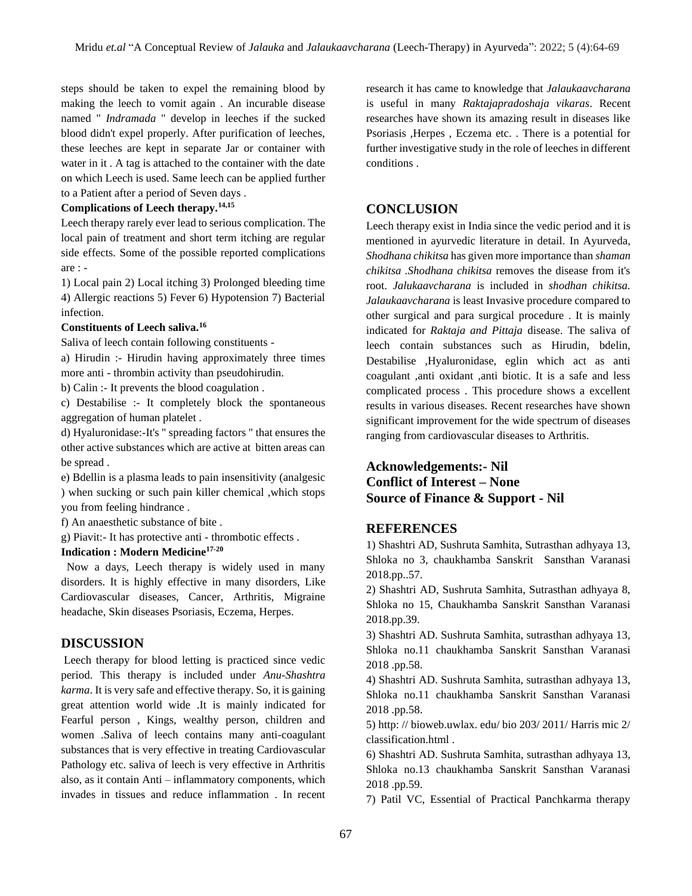steps should be taken to expel the remaining blood by making the leech to vomit again . An incurable disease named " *Indramada* " develop in leeches if the sucked blood didn't expel properly. After purification of leeches, these leeches are kept in separate Jar or container with water in it . A tag is attached to the container with the date on which Leech is used. Same leech can be applied further to a Patient after a period of Seven days .

**Complications of Leech therapy.[14,15]**

Leech therapy rarely ever lead to serious complication. The local pain of treatment and short term itching are regular side effects. Some of the possible reported complications are : -

1) Local pain 2) Local itching 3) Prolonged bleeding time 4) Allergic reactions 5) Fever 6) Hypotension 7) Bacterial infection.

**Constituents of Leech saliva.[16]**

Saliva of leech contain following constituents -

a) Hirudin :- Hirudin having approximately three times more anti - thrombin activity than pseudohirudin.

b) Calin :- It prevents the blood coagulation .

c) Destabilise :- It completely block the spontaneous aggregation of human platelet .

d) Hyaluronidase:-It's " spreading factors " that ensures the other active substances which are active at bitten areas can be spread .

e) Bdellin is a plasma leads to pain insensitivity (analgesic ) when sucking or such pain killer chemical ,which stops you from feeling hindrance .

f) An anaesthetic substance of bite .

g) Piavit:- It has protective anti - thrombotic effects .

**Indication : Modern Medicine[17-20]**

Now a days, Leech therapy is widely used in many disorders. It is highly effective in many disorders, Like Cardiovascular diseases, Cancer, Arthritis, Migraine headache, Skin diseases Psoriasis, Eczema, Herpes.

## DISCUSSION

Leech therapy for blood letting is practiced since vedic period. This therapy is included under *Anu-Shashtra karma*. It is very safe and effective therapy. So, it is gaining great attention world wide .It is mainly indicated for Fearful person , Kings, wealthy person, children and women .Saliva of leech contains many anti-coagulant substances that is very effective in treating Cardiovascular Pathology etc. saliva of leech is very effective in Arthritis also, as it contain Anti – inflammatory components, which invades in tissues and reduce inflammation . In recent research it has came to knowledge that *Jalaukaavcharana* is useful in many *Raktajapradoshaja vikaras*. Recent researches have shown its amazing result in diseases like Psoriasis ,Herpes , Eczema etc. . There is a potential for further investigative study in the role of leeches in different conditions .

## CONCLUSION

Leech therapy exist in India since the vedic period and it is mentioned in ayurvedic literature in detail. In Ayurveda, *Shodhana chikitsa* has given more importance than *shaman chikitsa* .*Shodhana chikitsa* removes the disease from it's root. *Jalukaavcharana* is included in *shodhan chikitsa. Jalaukaavcharana* is least Invasive procedure compared to other surgical and para surgical procedure . It is mainly indicated for *Raktaja and Pittaja* disease. The saliva of leech contain substances such as Hirudin, bdelin, Destabilise ,Hyaluronidase, eglin which act as anti coagulant ,anti oxidant ,anti biotic. It is a safe and less complicated process . This procedure shows a excellent results in various diseases. Recent researches have shown significant improvement for the wide spectrum of diseases ranging from cardiovascular diseases to Arthritis.

**Acknowledgements:- Nil**
**Conflict of Interest – None**
**Source of Finance & Support - Nil**

## REFERENCES

1) Shashtri AD, Sushruta Samhita, Sutrasthan adhyaya 13, Shloka no 3, chaukhamba Sanskrit Sansthan Varanasi 2018.pp..57.

2) Shashtri AD, Sushruta Samhita, Sutrasthan adhyaya 8, Shloka no 15, Chaukhamba Sanskrit Sansthan Varanasi 2018.pp.39.

3) Shashtri AD. Sushruta Samhita, sutrasthan adhyaya 13, Shloka no.11 chaukhamba Sanskrit Sansthan Varanasi 2018 .pp.58.

4) Shashtri AD. Sushruta Samhita, sutrasthan adhyaya 13, Shloka no.11 chaukhamba Sanskrit Sansthan Varanasi 2018 .pp.58.

5) http: // bioweb.uwlax. edu/ bio 203/ 2011/ Harris mic 2/ classification.html .

6) Shashtri AD. Sushruta Samhita, sutrasthan adhyaya 13, Shloka no.13 chaukhamba Sanskrit Sansthan Varanasi 2018 .pp.59.

7) Patil VC, Essential of Practical Panchkarma therapy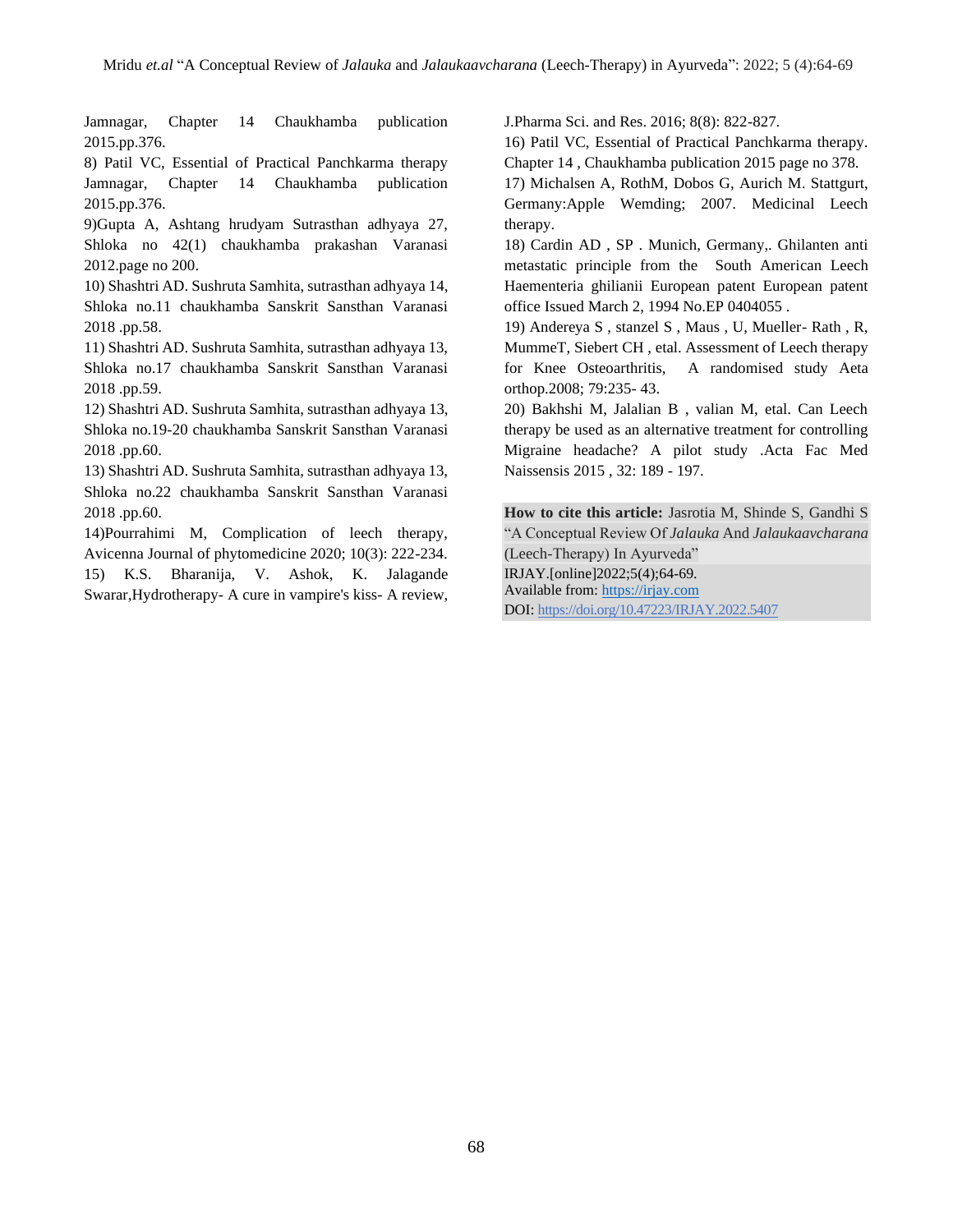Jamnagar, Chapter 14 Chaukhamba publication 2015.pp.376.

8) Patil VC, Essential of Practical Panchkarma therapy Jamnagar, Chapter 14 Chaukhamba publication 2015.pp.376.

9)Gupta A, Ashtang hrudyam Sutrasthan adhyaya 27, Shloka no 42(1) chaukhamba prakashan Varanasi 2012.page no 200.

10) Shashtri AD. Sushruta Samhita, sutrasthan adhyaya 14, Shloka no.11 chaukhamba Sanskrit Sansthan Varanasi 2018 .pp.58.

11) Shashtri AD. Sushruta Samhita, sutrasthan adhyaya 13, Shloka no.17 chaukhamba Sanskrit Sansthan Varanasi 2018 .pp.59.

12) Shashtri AD. Sushruta Samhita, sutrasthan adhyaya 13, Shloka no.19-20 chaukhamba Sanskrit Sansthan Varanasi 2018 .pp.60.

13) Shashtri AD. Sushruta Samhita, sutrasthan adhyaya 13, Shloka no.22 chaukhamba Sanskrit Sansthan Varanasi 2018 .pp.60.

14)Pourrahimi M, Complication of leech therapy, Avicenna Journal of phytomedicine 2020; 10(3): 222-234.

15) K.S. Bharanija, V. Ashok, K. Jalagande Swarar,Hydrotherapy- A cure in vampire's kiss- A review, J.Pharma Sci. and Res. 2016; 8(8): 822-827.

16) Patil VC, Essential of Practical Panchkarma therapy. Chapter 14 , Chaukhamba publication 2015 page no 378.

17) Michalsen A, RothM, Dobos G, Aurich M. Stattgurt, Germany:Apple Wemding; 2007. Medicinal Leech therapy.

18) Cardin AD , SP . Munich, Germany,. Ghilanten anti metastatic principle from the South American Leech Haementeria ghilianii European patent European patent office Issued March 2, 1994 No.EP 0404055 .

19) Andereya S , stanzel S , Maus , U, Mueller- Rath , R, MummeT, Siebert CH , etal. Assessment of Leech therapy for Knee Osteoarthritis, A randomised study Aeta orthop.2008; 79:235- 43.

20) Bakhshi M, Jalalian B , valian M, etal. Can Leech therapy be used as an alternative treatment for controlling Migraine headache? A pilot study .Acta Fac Med Naissensis 2015 , 32: 189 - 197.

**How to cite this article:** Jasrotia M, Shinde S, Gandhi S "A Conceptual Review Of *Jalauka* And *Jalaukaavcharana* (Leech-Therapy) In Ayurveda" IRJAY.[online]2022;5(4);64-69.
Available from: https://irjay.com
DOI: https://doi.org/10.47223/IRJAY.2022.5407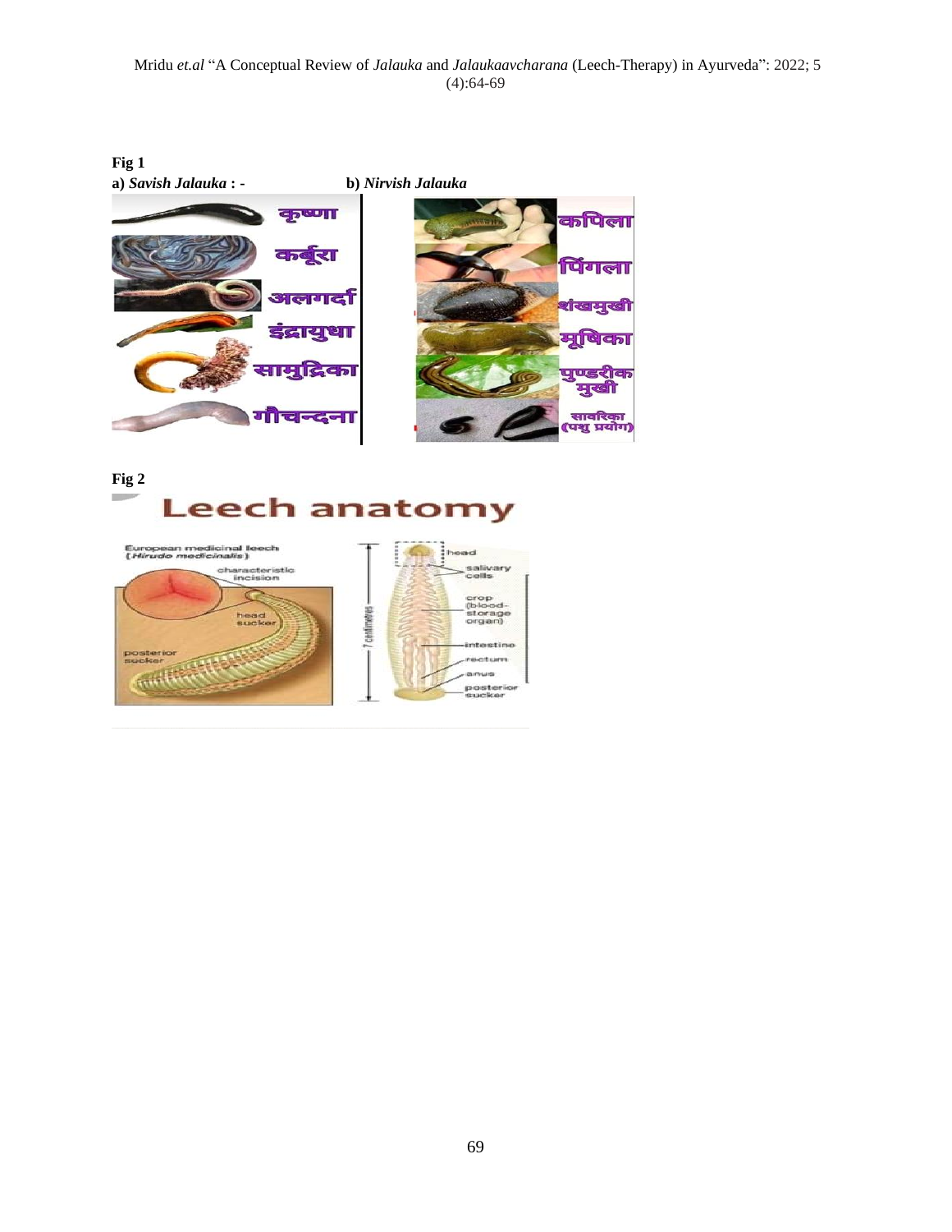**Fig 1**

**a)** ***Savish Jalauka*** **: -**

कृष्णा

कर्बूरा

अलगर्दा

इंद्रायुधा

सामुद्रिका

गौचन्दना

**b)** ***Nirvish Jalauka***

कपिला

पिंगला

शंखमुखी

मूषिका

पुण्डरीक मुखी

सावरिका (पशु प्रयोग)

**Fig 2**

Leech anatomy

European medicinal leech (*Hirudo medicinalis*)

characteristic incision

head sucker

posterior sucker

7 centimetres

head

salivary cells

crop (blood-storage organ)

intestine

rectum

anus

posterior sucker